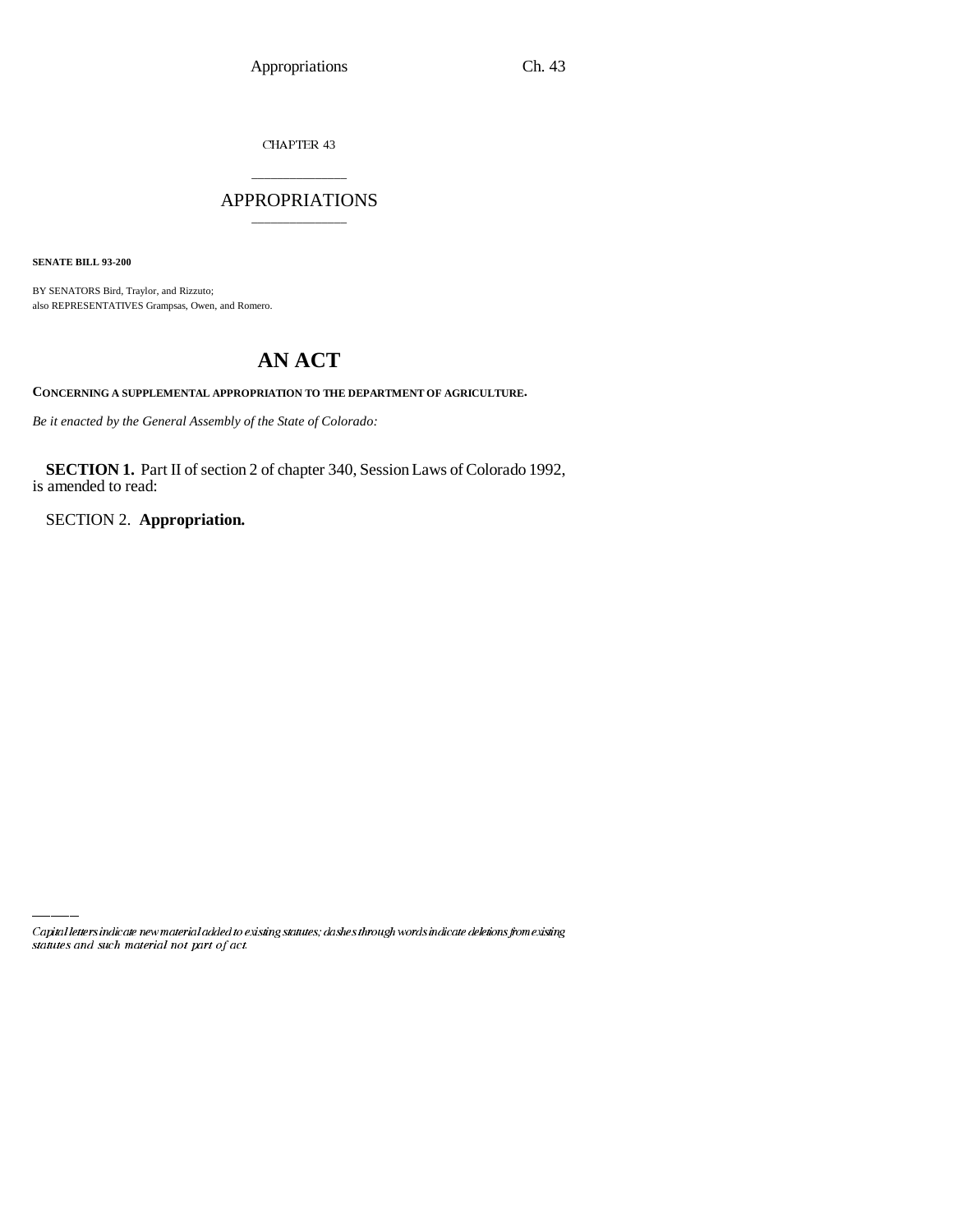CHAPTER 43

# APPROPRIATIONS

**SENATE BILL 93-200**

BY SENATORS Bird, Traylor, and Rizzuto;
also REPRESENTATIVES Grampsas, Owen, and Romero.

# AN ACT

**CONCERNING A SUPPLEMENTAL APPROPRIATION TO THE DEPARTMENT OF AGRICULTURE.**

*Be it enacted by the General Assembly of the State of Colorado:*

**SECTION 1.** Part II of section 2 of chapter 340, Session Laws of Colorado 1992, is amended to read:

SECTION 2. **Appropriation.**

---

*Capital letters indicate new material added to existing statutes; dashes through words indicate deletions from existing statutes and such material not part of act.*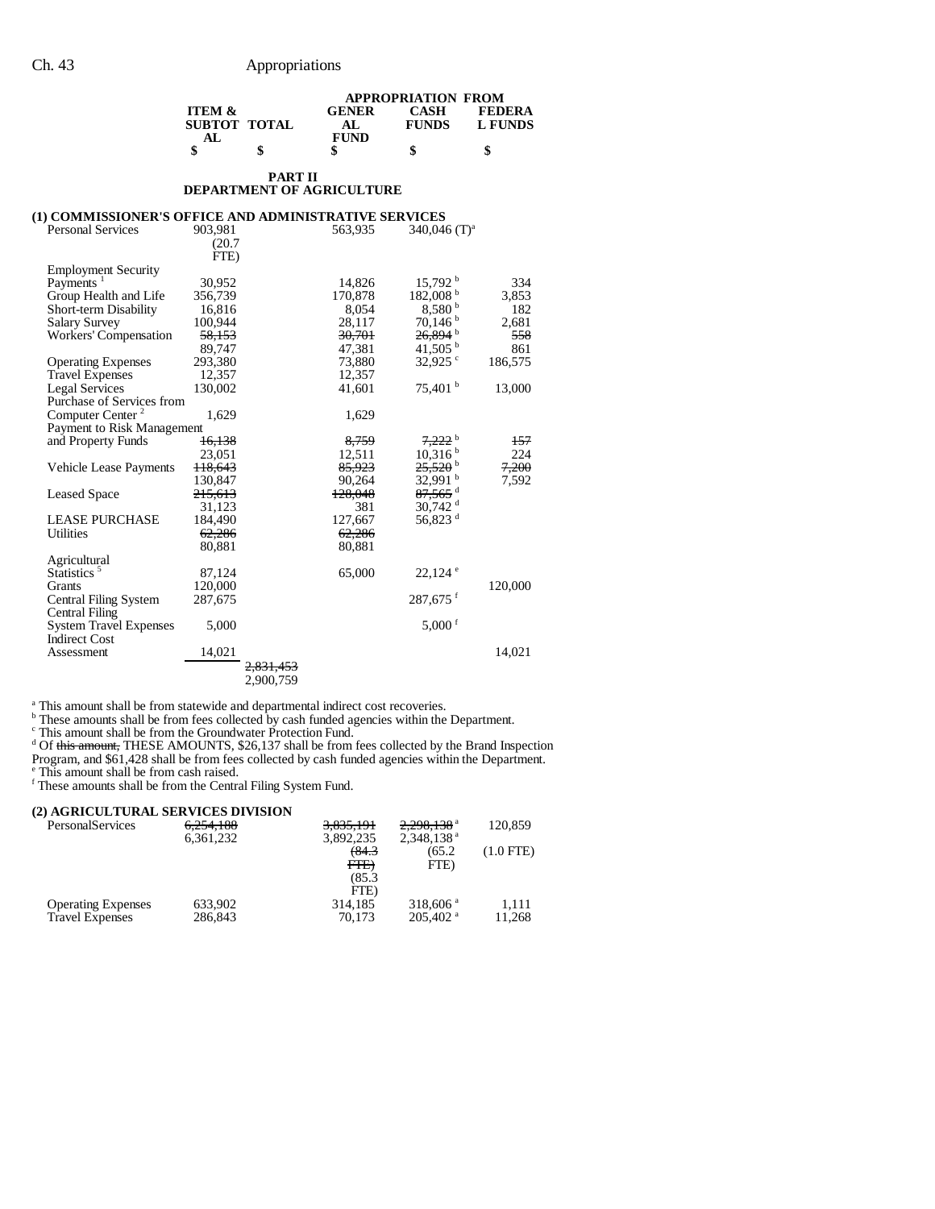| | ITEM & SUBTOTAL | TOTAL | APPROPRIATION FROM GENERAL FUND | CASH FUNDS | FEDERAL FUNDS |
|---|---|---|---|---|---|
| | $ | $ | $ | $ | $ |

## PART II
## DEPARTMENT OF AGRICULTURE

### (1) COMMISSIONER'S OFFICE AND ADMINISTRATIVE SERVICES

| | ITEM & SUBTOTAL | TOTAL | GENERAL FUND | CASH FUNDS | FEDERAL FUNDS |
|---|---|---|---|---|---|
| Personal Services | 903,981 (20.7 FTE) | | 563,935 | 340,046 (T)[a] | |
| Employment Security Payments [1] | 30,952 | | 14,826 | 15,792 [b] | 334 |
| Group Health and Life | 356,739 | | 170,878 | 182,008 [b] | 3,853 |
| Short-term Disability | 16,816 | | 8,054 | 8,580 [b] | 182 |
| Salary Survey | 100,944 | | 28,117 | 70,146 [b] | 2,681 |
| Workers' Compensation | ~~58,153~~ 89,747 | | ~~30,701~~ 47,381 | ~~26,894~~ [b] 41,505 [b] | ~~558~~ 861 |
| Operating Expenses | 293,380 | | 73,880 | 32,925 [c] | 186,575 |
| Travel Expenses | 12,357 | | 12,357 | | |
| Legal Services | 130,002 | | 41,601 | 75,401 [b] | 13,000 |
| Purchase of Services from Computer Center [2] | 1,629 | | 1,629 | | |
| Payment to Risk Management and Property Funds | ~~16,138~~ 23,051 | | ~~8,759~~ 12,511 | ~~7,222~~ [b] 10,316 [b] | ~~157~~ 224 |
| Vehicle Lease Payments | ~~118,643~~ 130,847 | | ~~85,923~~ 90,264 | ~~25,520~~ [b] 32,991 [b] | ~~7,200~~ 7,592 |
| Leased Space | ~~215,613~~ 31,123 | | ~~128,048~~ 381 | ~~87,565~~ [d] 30,742 [d] | |
| LEASE PURCHASE | 184,490 | | 127,667 | 56,823 [d] | |
| Utilities | ~~62,286~~ 80,881 | | ~~62,286~~ 80,881 | | |
| Agricultural Statistics [5] | 87,124 | | 65,000 | 22,124 [e] | |
| Grants | 120,000 | | | | 120,000 |
| Central Filing System | 287,675 | | | 287,675 [f] | |
| Central Filing System Travel Expenses | 5,000 | | | 5,000 [f] | |
| Indirect Cost Assessment | 14,021 | | | | 14,021 |
| | | ~~2,831,453~~ 2,900,759 | | | |

[a] This amount shall be from statewide and departmental indirect cost recoveries.
[b] These amounts shall be from fees collected by cash funded agencies within the Department.
[c] This amount shall be from the Groundwater Protection Fund.
[d] Of ~~this amount,~~ THESE AMOUNTS, $26,137 shall be from fees collected by the Brand Inspection Program, and $61,428 shall be from fees collected by cash funded agencies within the Department.
[e] This amount shall be from cash raised.
[f] These amounts shall be from the Central Filing System Fund.

### (2) AGRICULTURAL SERVICES DIVISION

| | ITEM & SUBTOTAL | TOTAL | GENERAL FUND | CASH FUNDS | FEDERAL FUNDS |
|---|---|---|---|---|---|
| PersonalServices | ~~6,254,188~~ 6,361,232 | | ~~3,835,191~~ 3,892,235 ~~(84.3 FTE)~~ (85.3 FTE) | ~~2,298,138~~ [a] 2,348,138 [a] (65.2 FTE) | 120,859 (1.0 FTE) |
| Operating Expenses | 633,902 | | 314,185 | 318,606 [a] | 1,111 |
| Travel Expenses | 286,843 | | 70,173 | 205,402 [a] | 11,268 |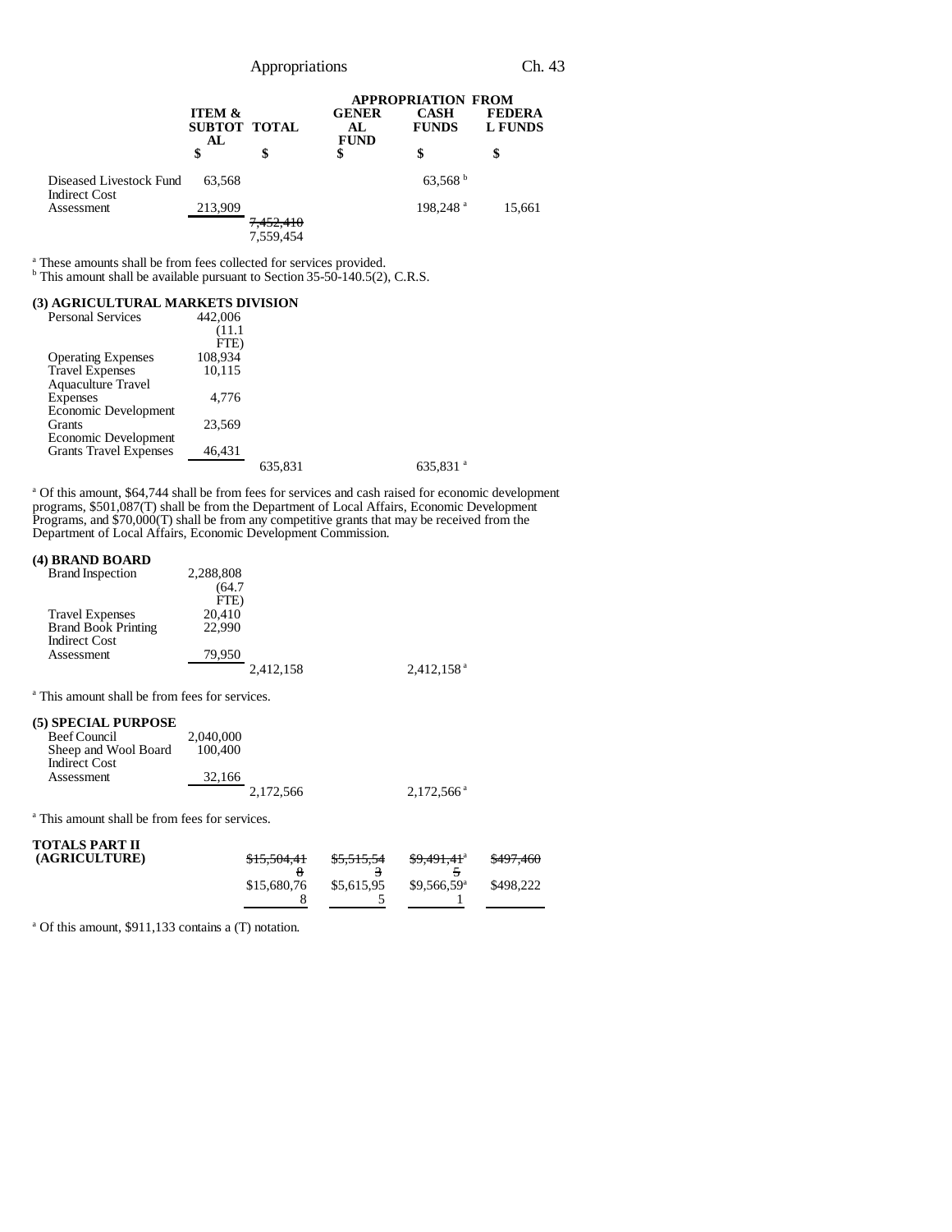| | ITEM & SUBTOTAL | TOTAL | APPROPRIATION FROM GENERAL FUND | CASH FUNDS | FEDERAL FUNDS |
|---|---|---|---|---|---|
| | $ | $ | $ | $ | $ |
| Diseased Livestock Fund | 63,568 | | | 63,568 [b] | |
| Indirect Cost Assessment | 213,909 | | | 198,248 [a] | 15,661 |
| | | ~~7,452,410~~ 7,559,454 | | | |

[a] These amounts shall be from fees collected for services provided.
[b] This amount shall be available pursuant to Section 35-50-140.5(2), C.R.S.

**(3) AGRICULTURAL MARKETS DIVISION**

| | ITEM & SUBTOTAL | TOTAL | GENERAL FUND | CASH FUNDS | FEDERAL FUNDS |
|---|---|---|---|---|---|
| Personal Services | 442,006 (11.1 FTE) | | | | |
| Operating Expenses | 108,934 | | | | |
| Travel Expenses | 10,115 | | | | |
| Aquaculture Travel Expenses | 4,776 | | | | |
| Economic Development Grants | 23,569 | | | | |
| Economic Development Grants Travel Expenses | 46,431 | | | | |
| | | 635,831 | | 635,831 [a] | |

[a] Of this amount, $64,744 shall be from fees for services and cash raised for economic development programs, $501,087(T) shall be from the Department of Local Affairs, Economic Development Programs, and $70,000(T) shall be from any competitive grants that may be received from the Department of Local Affairs, Economic Development Commission.

**(4) BRAND BOARD**

| | ITEM & SUBTOTAL | TOTAL | GENERAL FUND | CASH FUNDS | FEDERAL FUNDS |
|---|---|---|---|---|---|
| Brand Inspection | 2,288,808 (64.7 FTE) | | | | |
| Travel Expenses | 20,410 | | | | |
| Brand Book Printing | 22,990 | | | | |
| Indirect Cost Assessment | 79,950 | | | | |
| | | 2,412,158 | | 2,412,158 [a] | |

[a] This amount shall be from fees for services.

**(5) SPECIAL PURPOSE**

| | ITEM & SUBTOTAL | TOTAL | GENERAL FUND | CASH FUNDS | FEDERAL FUNDS |
|---|---|---|---|---|---|
| Beef Council | 2,040,000 | | | | |
| Sheep and Wool Board | 100,400 | | | | |
| Indirect Cost Assessment | 32,166 | | | | |
| | | 2,172,566 | | 2,172,566 [a] | |

[a] This amount shall be from fees for services.

| | ITEM & SUBTOTAL | TOTAL | GENERAL FUND | CASH FUNDS | FEDERAL FUNDS |
|---|---|---|---|---|---|
| **TOTALS PART II (AGRICULTURE)** | | ~~$15,504,418~~ $15,680,768 | ~~$5,515,543~~ $5,615,955 | ~~$9,491,415~~[a] $9,566,591[a] | ~~$497,460~~ $498,222 |

[a] Of this amount, $911,133 contains a (T) notation.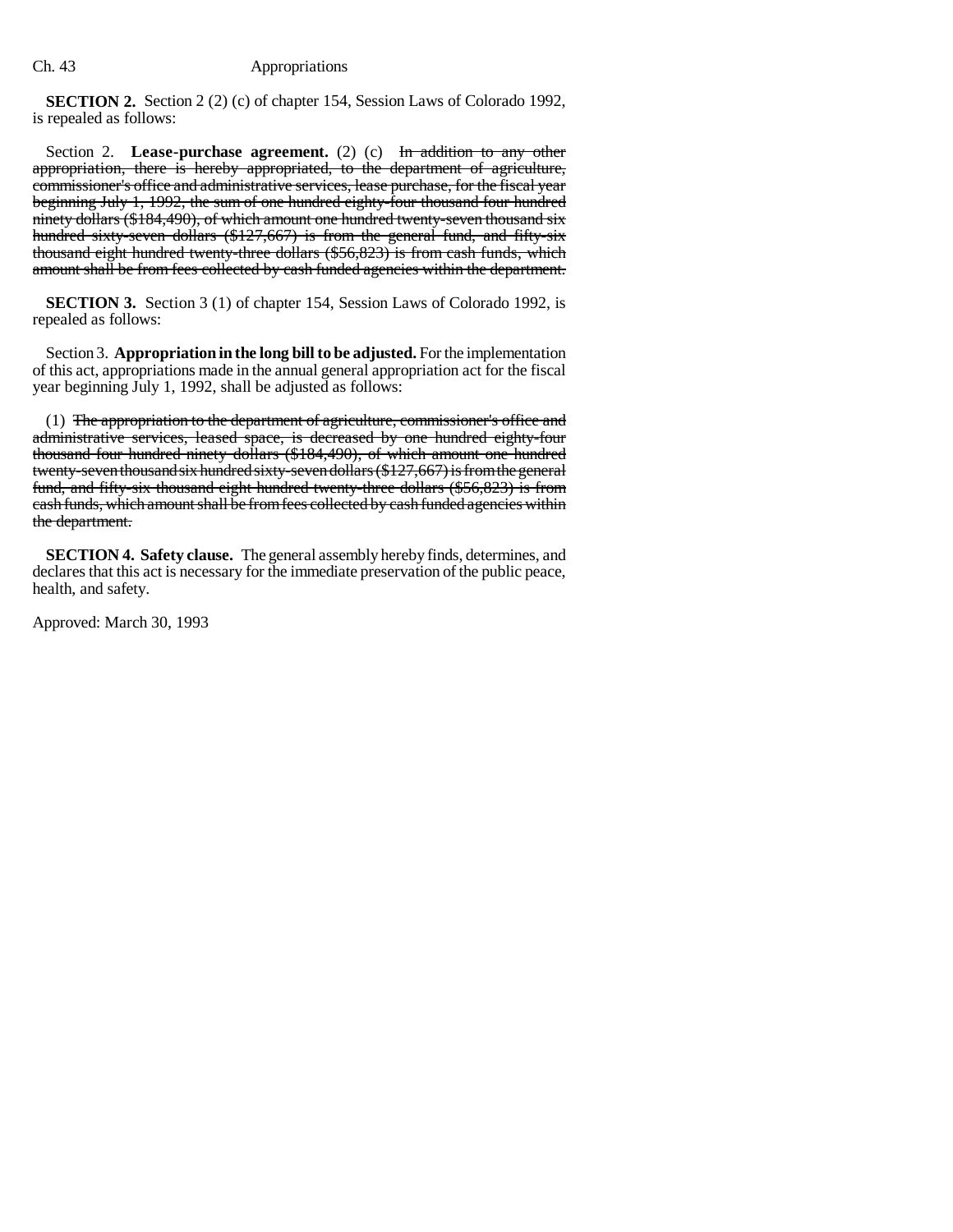**SECTION 2.** Section 2 (2) (c) of chapter 154, Session Laws of Colorado 1992, is repealed as follows:

Section 2. **Lease-purchase agreement.** (2) (c) ~~In addition to any other appropriation, there is hereby appropriated, to the department of agriculture, commissioner's office and administrative services, lease purchase, for the fiscal year beginning July 1, 1992, the sum of one hundred eighty-four thousand four hundred ninety dollars ($184,490), of which amount one hundred twenty-seven thousand six hundred sixty-seven dollars ($127,667) is from the general fund, and fifty-six thousand eight hundred twenty-three dollars ($56,823) is from cash funds, which amount shall be from fees collected by cash funded agencies within the department.~~

**SECTION 3.** Section 3 (1) of chapter 154, Session Laws of Colorado 1992, is repealed as follows:

Section 3. **Appropriation in the long bill to be adjusted.** For the implementation of this act, appropriations made in the annual general appropriation act for the fiscal year beginning July 1, 1992, shall be adjusted as follows:

(1) ~~The appropriation to the department of agriculture, commissioner's office and administrative services, leased space, is decreased by one hundred eighty-four thousand four hundred ninety dollars ($184,490), of which amount one hundred twenty-seven thousand six hundred sixty-seven dollars ($127,667) is from the general fund, and fifty-six thousand eight hundred twenty-three dollars ($56,823) is from cash funds, which amount shall be from fees collected by cash funded agencies within the department.~~

**SECTION 4. Safety clause.** The general assembly hereby finds, determines, and declares that this act is necessary for the immediate preservation of the public peace, health, and safety.

Approved: March 30, 1993